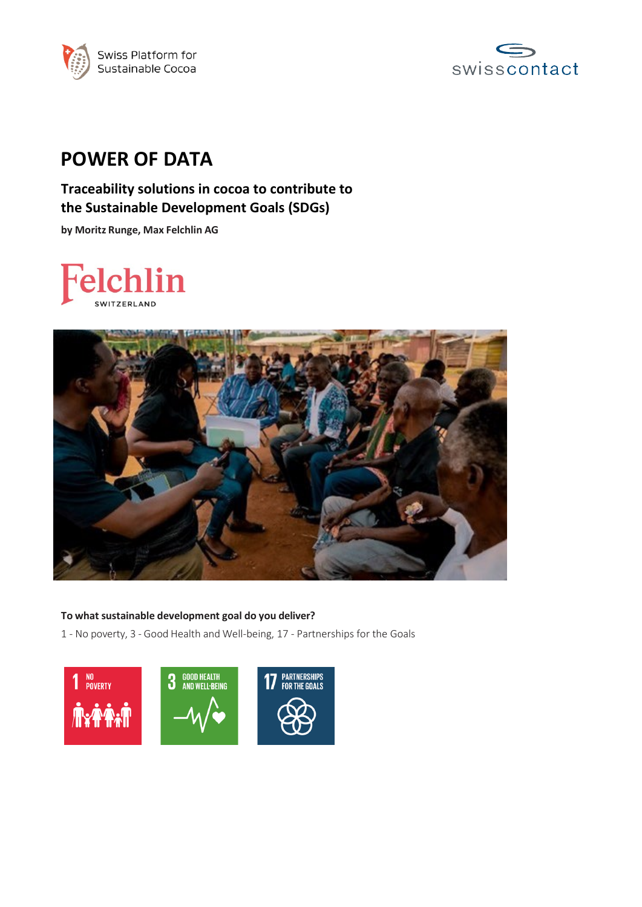Swiss Platform for Sustainable Cocoa

swisscontact

# POWER OF DATA

## Traceability solutions in cocoa to contribute to the Sustainable Development Goals (SDGs)

**by Moritz Runge, Max Felchlin AG**

Felchlin SWITZERLAND

**To what sustainable development goal do you deliver?**

1 - No poverty, 3 - Good Health and Well-being, 17 - Partnerships for the Goals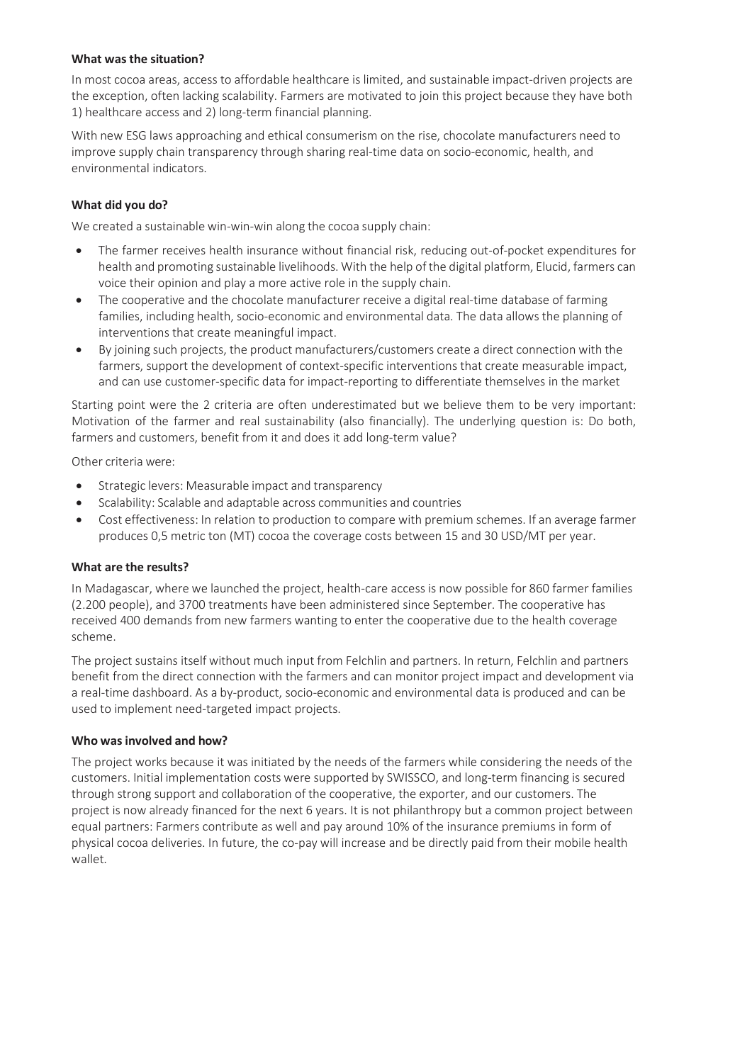**What was the situation?**

In most cocoa areas, access to affordable healthcare is limited, and sustainable impact-driven projects are the exception, often lacking scalability. Farmers are motivated to join this project because they have both 1) healthcare access and 2) long-term financial planning.

With new ESG laws approaching and ethical consumerism on the rise, chocolate manufacturers need to improve supply chain transparency through sharing real-time data on socio-economic, health, and environmental indicators.

**What did you do?**

We created a sustainable win-win-win along the cocoa supply chain:

- The farmer receives health insurance without financial risk, reducing out-of-pocket expenditures for health and promoting sustainable livelihoods. With the help of the digital platform, Elucid, farmers can voice their opinion and play a more active role in the supply chain.
- The cooperative and the chocolate manufacturer receive a digital real-time database of farming families, including health, socio-economic and environmental data. The data allows the planning of interventions that create meaningful impact.
- By joining such projects, the product manufacturers/customers create a direct connection with the farmers, support the development of context-specific interventions that create measurable impact, and can use customer-specific data for impact-reporting to differentiate themselves in the market

Starting point were the 2 criteria are often underestimated but we believe them to be very important: Motivation of the farmer and real sustainability (also financially). The underlying question is: Do both, farmers and customers, benefit from it and does it add long-term value?

Other criteria were:

- Strategic levers: Measurable impact and transparency
- Scalability: Scalable and adaptable across communities and countries
- Cost effectiveness: In relation to production to compare with premium schemes. If an average farmer produces 0,5 metric ton (MT) cocoa the coverage costs between 15 and 30 USD/MT per year.

**What are the results?**

In Madagascar, where we launched the project, health-care access is now possible for 860 farmer families (2.200 people), and 3700 treatments have been administered since September. The cooperative has received 400 demands from new farmers wanting to enter the cooperative due to the health coverage scheme.

The project sustains itself without much input from Felchlin and partners. In return, Felchlin and partners benefit from the direct connection with the farmers and can monitor project impact and development via a real-time dashboard. As a by-product, socio-economic and environmental data is produced and can be used to implement need-targeted impact projects.

**Who was involved and how?**

The project works because it was initiated by the needs of the farmers while considering the needs of the customers. Initial implementation costs were supported by SWISSCO, and long-term financing is secured through strong support and collaboration of the cooperative, the exporter, and our customers. The project is now already financed for the next 6 years. It is not philanthropy but a common project between equal partners: Farmers contribute as well and pay around 10% of the insurance premiums in form of physical cocoa deliveries. In future, the co-pay will increase and be directly paid from their mobile health wallet.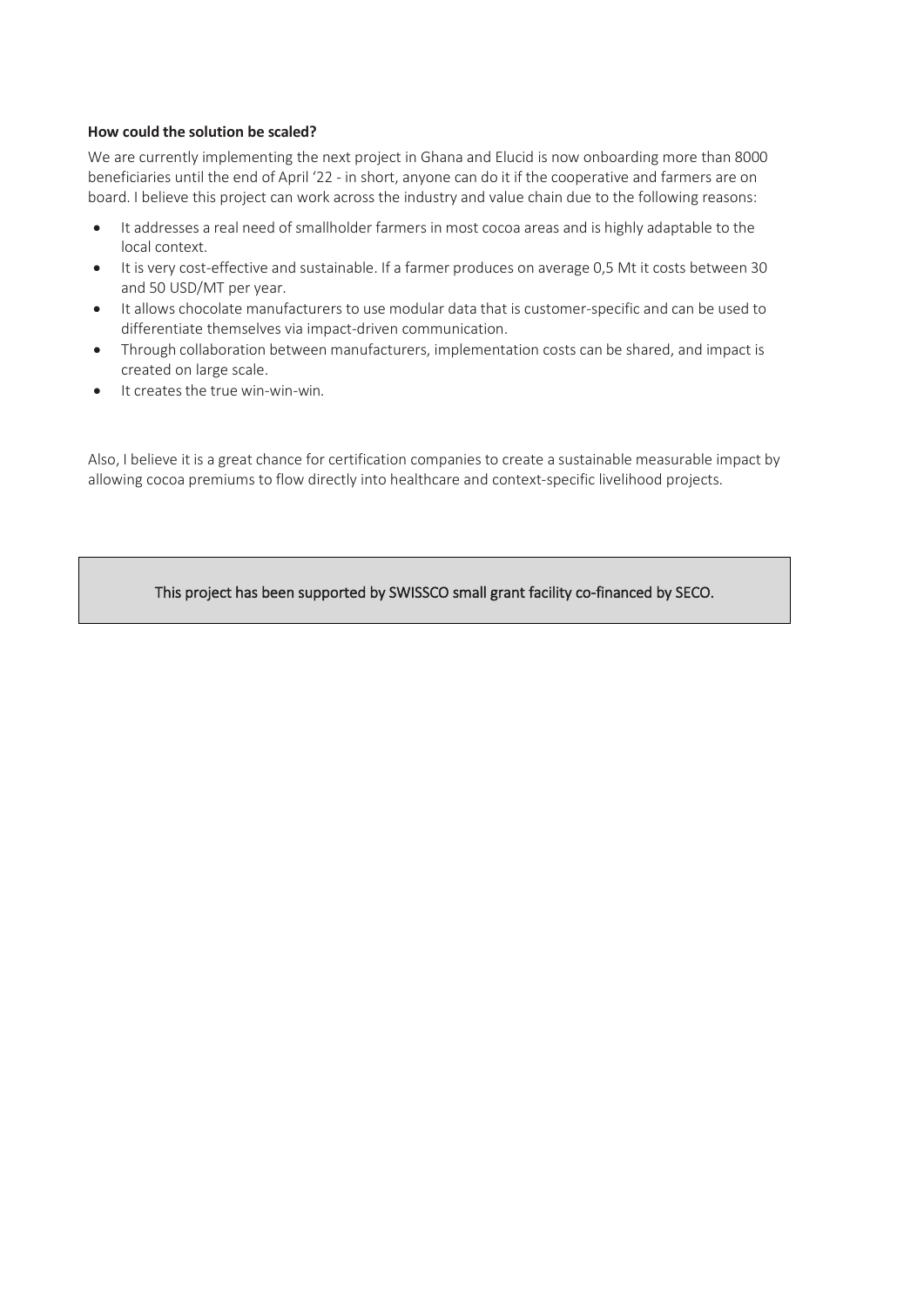**How could the solution be scaled?**

We are currently implementing the next project in Ghana and Elucid is now onboarding more than 8000 beneficiaries until the end of April '22 - in short, anyone can do it if the cooperative and farmers are on board. I believe this project can work across the industry and value chain due to the following reasons:

- It addresses a real need of smallholder farmers in most cocoa areas and is highly adaptable to the local context.
- It is very cost-effective and sustainable. If a farmer produces on average 0,5 Mt it costs between 30 and 50 USD/MT per year.
- It allows chocolate manufacturers to use modular data that is customer-specific and can be used to differentiate themselves via impact-driven communication.
- Through collaboration between manufacturers, implementation costs can be shared, and impact is created on large scale.
- It creates the true win-win-win.

Also, I believe it is a great chance for certification companies to create a sustainable measurable impact by allowing cocoa premiums to flow directly into healthcare and context-specific livelihood projects.

This project has been supported by SWISSCO small grant facility co-financed by SECO.